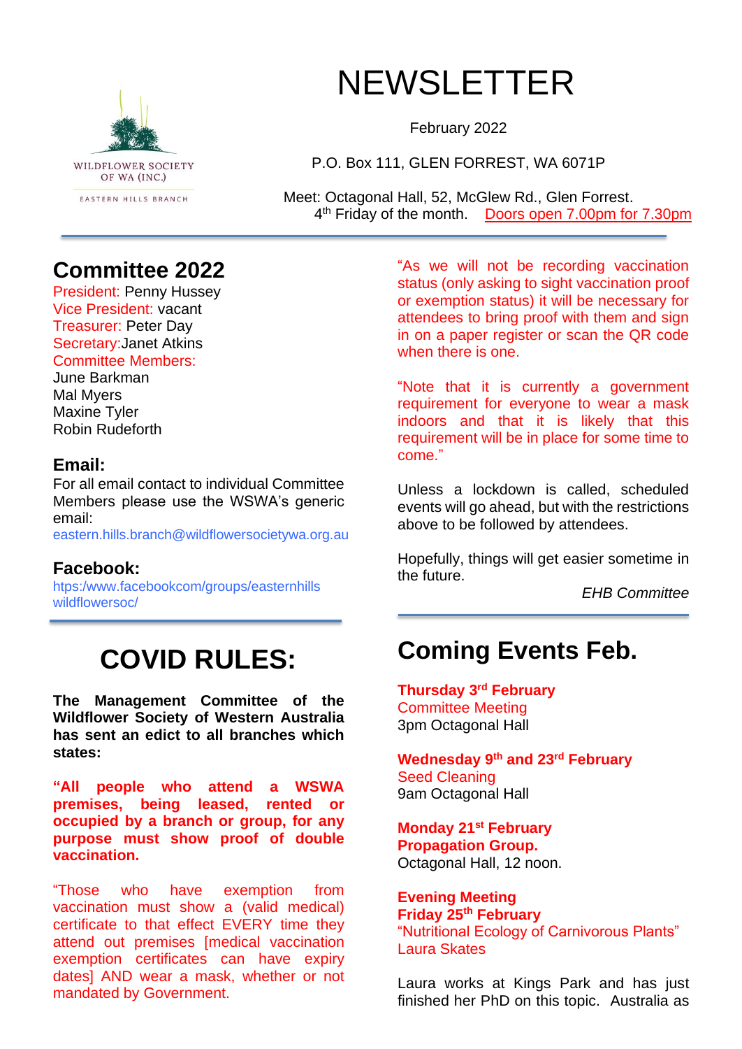WILDFLOWER SOCIETY OF WA (INC.)

EASTERN HILLS BRANCH

# NEWSLETTER

February 2022

P.O. Box 111, GLEN FORREST, WA 6071P

Meet: Octagonal Hall, 52, McGlew Rd., Glen Forrest.
4th Friday of the month. Doors open 7.00pm for 7.30pm

## Committee 2022

President: Penny Hussey
Vice President: vacant
Treasurer: Peter Day
Secretary: Janet Atkins
Committee Members:
June Barkman
Mal Myers
Maxine Tyler
Robin Rudeforth

### Email:

For all email contact to individual Committee Members please use the WSWA's generic email:
eastern.hills.branch@wildflowersocietywa.org.au

### Facebook:

htps:/www.facebookcom/groups/easternhills wildflowersoc/

## COVID RULES:

**The Management Committee of the Wildflower Society of Western Australia has sent an edict to all branches which states:**

**"All people who attend a WSWA premises, being leased, rented or occupied by a branch or group, for any purpose must show proof of double vaccination.**

"Those who have exemption from vaccination must show a (valid medical) certificate to that effect EVERY time they attend out premises [medical vaccination exemption certificates can have expiry dates] AND wear a mask, whether or not mandated by Government.

"As we will not be recording vaccination status (only asking to sight vaccination proof or exemption status) it will be necessary for attendees to bring proof with them and sign in on a paper register or scan the QR code when there is one.

"Note that it is currently a government requirement for everyone to wear a mask indoors and that it is likely that this requirement will be in place for some time to come."

Unless a lockdown is called, scheduled events will go ahead, but with the restrictions above to be followed by attendees.

Hopefully, things will get easier sometime in the future.

*EHB Committee*

## Coming Events Feb.

**Thursday 3rd February**
Committee Meeting
3pm Octagonal Hall

**Wednesday 9th and 23rd February**
Seed Cleaning
9am Octagonal Hall

**Monday 21st February**
**Propagation Group.**
Octagonal Hall, 12 noon.

**Evening Meeting**
**Friday 25th February**
"Nutritional Ecology of Carnivorous Plants"
Laura Skates

Laura works at Kings Park and has just finished her PhD on this topic. Australia as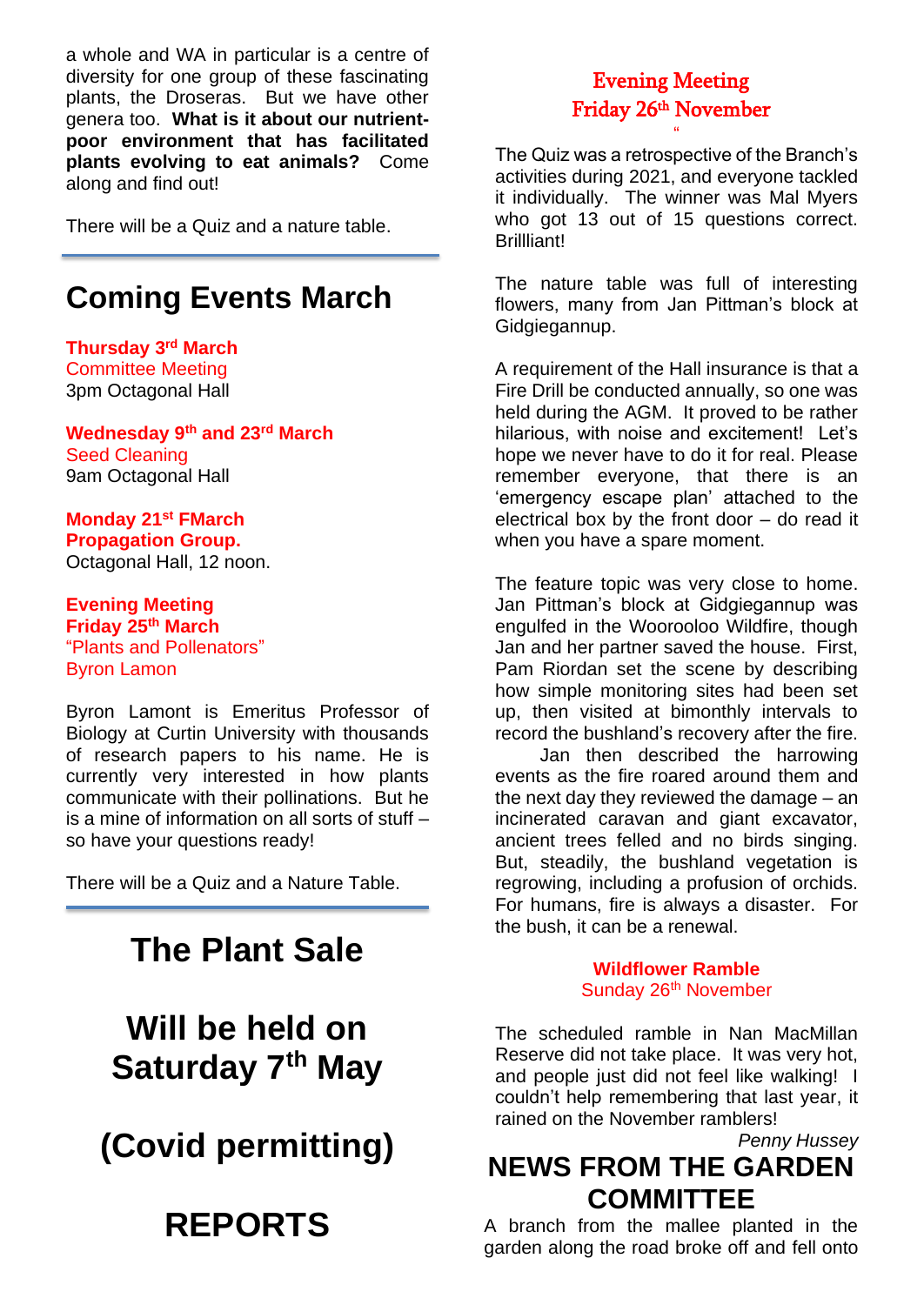a whole and WA in particular is a centre of diversity for one group of these fascinating plants, the Droseras. But we have other genera too. **What is it about our nutrient-poor environment that has facilitated plants evolving to eat animals?** Come along and find out!

There will be a Quiz and a nature table.

---

# Coming Events March

**Thursday 3rd March**
Committee Meeting
3pm Octagonal Hall

**Wednesday 9th and 23rd March**
Seed Cleaning
9am Octagonal Hall

**Monday 21st FMarch**
**Propagation Group.**
Octagonal Hall, 12 noon.

**Evening Meeting**
**Friday 25th March**
"Plants and Pollenators"
Byron Lamon

Byron Lamont is Emeritus Professor of Biology at Curtin University with thousands of research papers to his name. He is currently very interested in how plants communicate with their pollinations. But he is a mine of information on all sorts of stuff – so have your questions ready!

There will be a Quiz and a Nature Table.

---

# The Plant Sale

# Will be held on Saturday 7th May

# (Covid permitting)

# REPORTS

## Evening Meeting
## Friday 26th November

The Quiz was a retrospective of the Branch's activities during 2021, and everyone tackled it individually. The winner was Mal Myers who got 13 out of 15 questions correct. Brillliant!

The nature table was full of interesting flowers, many from Jan Pittman's block at Gidgiegannup.

A requirement of the Hall insurance is that a Fire Drill be conducted annually, so one was held during the AGM. It proved to be rather hilarious, with noise and excitement! Let's hope we never have to do it for real. Please remember everyone, that there is an 'emergency escape plan' attached to the electrical box by the front door – do read it when you have a spare moment.

The feature topic was very close to home. Jan Pittman's block at Gidgiegannup was engulfed in the Wooroloo Wildfire, though Jan and her partner saved the house. First, Pam Riordan set the scene by describing how simple monitoring sites had been set up, then visited at bimonthly intervals to record the bushland's recovery after the fire. Jan then described the harrowing events as the fire roared around them and the next day they reviewed the damage – an incinerated caravan and giant excavator, ancient trees felled and no birds singing. But, steadily, the bushland vegetation is regrowing, including a profusion of orchids. For humans, fire is always a disaster. For the bush, it can be a renewal.

**Wildflower Ramble**
Sunday 26th November

The scheduled ramble in Nan MacMillan Reserve did not take place. It was very hot, and people just did not feel like walking! I couldn't help remembering that last year, it rained on the November ramblers!

*Penny Hussey*

# NEWS FROM THE GARDEN COMMITTEE

A branch from the mallee planted in the garden along the road broke off and fell onto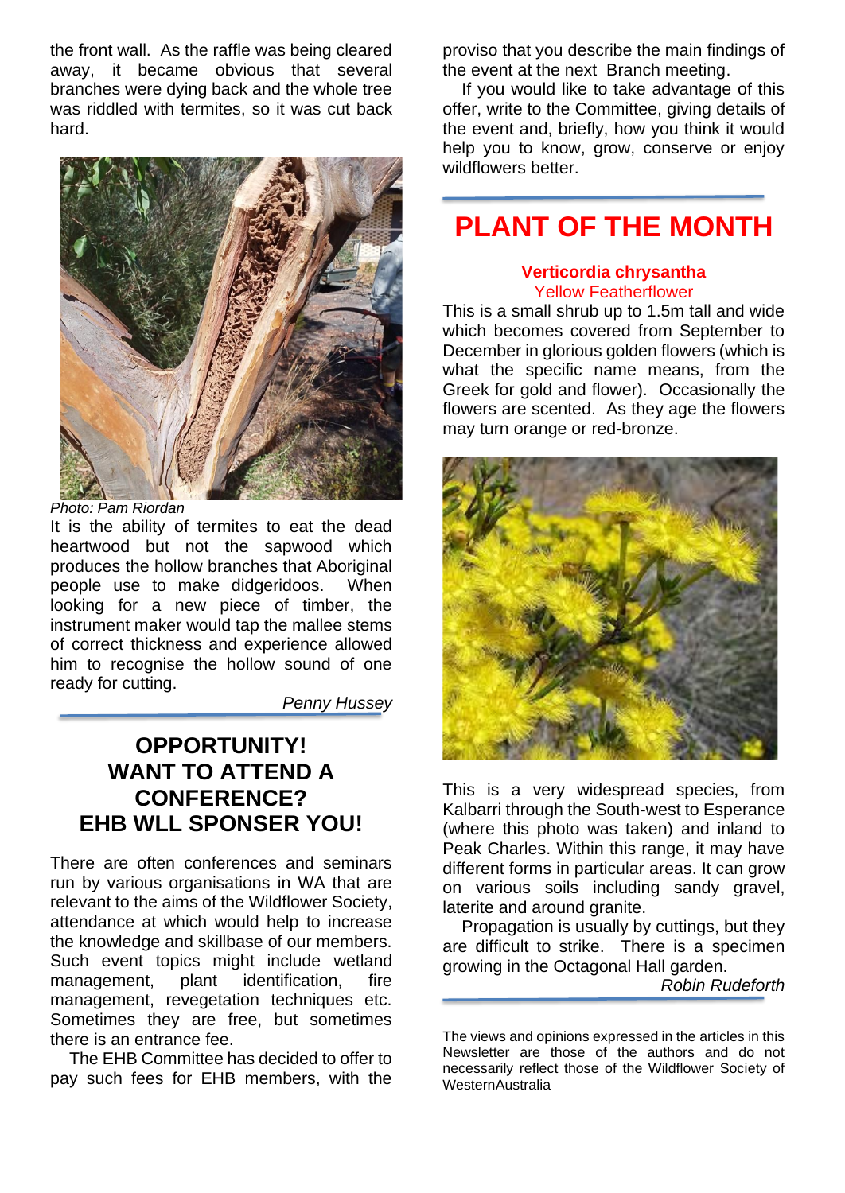the front wall. As the raffle was being cleared away, it became obvious that several branches were dying back and the whole tree was riddled with termites, so it was cut back hard.

*Photo: Pam Riordan*

It is the ability of termites to eat the dead heartwood but not the sapwood which produces the hollow branches that Aboriginal people use to make didgeridoos. When looking for a new piece of timber, the instrument maker would tap the mallee stems of correct thickness and experience allowed him to recognise the hollow sound of one ready for cutting.

*Penny Hussey*

## OPPORTUNITY! WANT TO ATTEND A CONFERENCE? EHB WLL SPONSER YOU!

There are often conferences and seminars run by various organisations in WA that are relevant to the aims of the Wildflower Society, attendance at which would help to increase the knowledge and skillbase of our members. Such event topics might include wetland management, plant identification, fire management, revegetation techniques etc. Sometimes they are free, but sometimes there is an entrance fee.

The EHB Committee has decided to offer to pay such fees for EHB members, with the proviso that you describe the main findings of the event at the next Branch meeting.

If you would like to take advantage of this offer, write to the Committee, giving details of the event and, briefly, how you think it would help you to know, grow, conserve or enjoy wildflowers better.

# PLANT OF THE MONTH

### Verticordia chrysantha

Yellow Featherflower

This is a small shrub up to 1.5m tall and wide which becomes covered from September to December in glorious golden flowers (which is what the specific name means, from the Greek for gold and flower). Occasionally the flowers are scented. As they age the flowers may turn orange or red-bronze.

This is a very widespread species, from Kalbarri through the South-west to Esperance (where this photo was taken) and inland to Peak Charles. Within this range, it may have different forms in particular areas. It can grow on various soils including sandy gravel, laterite and around granite.

Propagation is usually by cuttings, but they are difficult to strike. There is a specimen growing in the Octagonal Hall garden.

*Robin Rudeforth*

The views and opinions expressed in the articles in this Newsletter are those of the authors and do not necessarily reflect those of the Wildflower Society of WesternAustralia